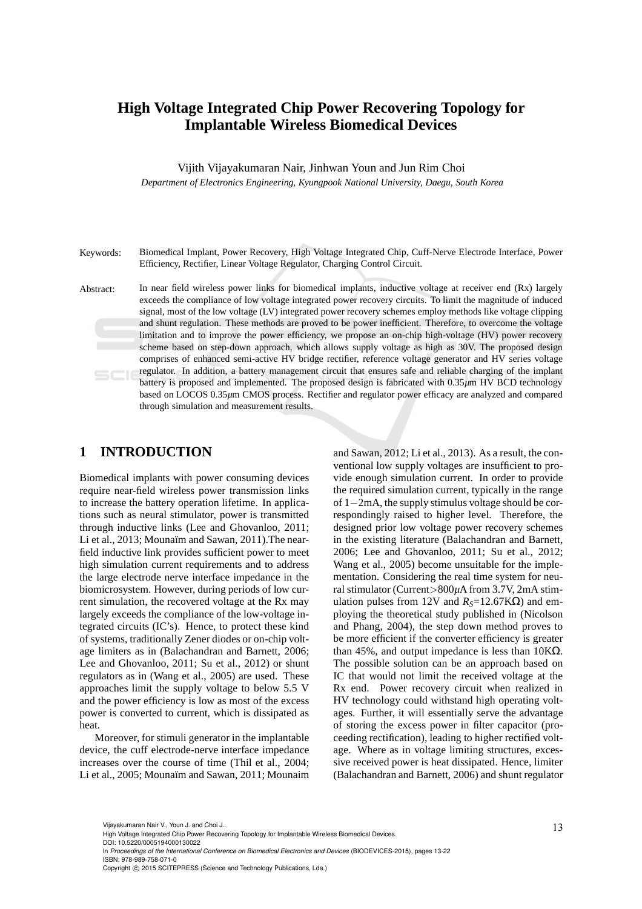# High Voltage Integrated Chip Power Recovering Topology for Implantable Wireless Biomedical Devices

Vijith Vijayakumaran Nair, Jinhwan Youn and Jun Rim Choi

*Department of Electronics Engineering, Kyungpook National University, Daegu, South Korea*

Keywords: Biomedical Implant, Power Recovery, High Voltage Integrated Chip, Cuff-Nerve Electrode Interface, Power Efficiency, Rectifier, Linear Voltage Regulator, Charging Control Circuit.

Abstract: In near field wireless power links for biomedical implants, inductive voltage at receiver end (Rx) largely exceeds the compliance of low voltage integrated power recovery circuits. To limit the magnitude of induced signal, most of the low voltage (LV) integrated power recovery schemes employ methods like voltage clipping and shunt regulation. These methods are proved to be power inefficient. Therefore, to overcome the voltage limitation and to improve the power efficiency, we propose an on-chip high-voltage (HV) power recovery scheme based on step-down approach, which allows supply voltage as high as 30V. The proposed design comprises of enhanced semi-active HV bridge rectifier, reference voltage generator and HV series voltage regulator. In addition, a battery management circuit that ensures safe and reliable charging of the implant battery is proposed and implemented. The proposed design is fabricated with 0.35$\mu$m HV BCD technology based on LOCOS 0.35$\mu$m CMOS process. Rectifier and regulator power efficacy are analyzed and compared through simulation and measurement results.

## 1 INTRODUCTION

Biomedical implants with power consuming devices require near-field wireless power transmission links to increase the battery operation lifetime. In applications such as neural stimulator, power is transmitted through inductive links (Lee and Ghovanloo, 2011; Li et al., 2013; Mounaïm and Sawan, 2011).The near-field inductive link provides sufficient power to meet high simulation current requirements and to address the large electrode nerve interface impedance in the biomicrosystem. However, during periods of low current simulation, the recovered voltage at the Rx may largely exceeds the compliance of the low-voltage integrated circuits (IC's). Hence, to protect these kind of systems, traditionally Zener diodes or on-chip voltage limiters as in (Balachandran and Barnett, 2006; Lee and Ghovanloo, 2011; Su et al., 2012) or shunt regulators as in (Wang et al., 2005) are used. These approaches limit the supply voltage to below 5.5 V and the power efficiency is low as most of the excess power is converted to current, which is dissipated as heat.

Moreover, for stimuli generator in the implantable device, the cuff electrode-nerve interface impedance increases over the course of time (Thil et al., 2004; Li et al., 2005; Mounaïm and Sawan, 2011; Mounaim and Sawan, 2012; Li et al., 2013). As a result, the conventional low supply voltages are insufficient to provide enough simulation current. In order to provide the required simulation current, typically in the range of $1-2$mA, the supply stimulus voltage should be correspondingly raised to higher level. Therefore, the designed prior low voltage power recovery schemes in the existing literature (Balachandran and Barnett, 2006; Lee and Ghovanloo, 2011; Su et al., 2012; Wang et al., 2005) become unsuitable for the implementation. Considering the real time system for neural stimulator (Current$>$800$\mu$A from 3.7V, 2mA stimulation pulses from 12V and $R_S$=12.67K$\Omega$) and employing the theoretical study published in (Nicolson and Phang, 2004), the step down method proves to be more efficient if the converter efficiency is greater than 45%, and output impedance is less than 10K$\Omega$. The possible solution can be an approach based on IC that would not limit the received voltage at the Rx end. Power recovery circuit when realized in HV technology could withstand high operating voltages. Further, it will essentially serve the advantage of storing the excess power in filter capacitor (proceeding rectification), leading to higher rectified voltage. Where as in voltage limiting structures, excessive received power is heat dissipated. Hence, limiter (Balachandran and Barnett, 2006) and shunt regulator

Vijayakumaran Nair V., Youn J. and Choi J..
High Voltage Integrated Chip Power Recovering Topology for Implantable Wireless Biomedical Devices.
DOI: 10.5220/0005194000130022
In *Proceedings of the International Conference on Biomedical Electronics and Devices* (BIODEVICES-2015), pages 13-22
ISBN: 978-989-758-071-0
Copyright © 2015 SCITEPRESS (Science and Technology Publications, Lda.)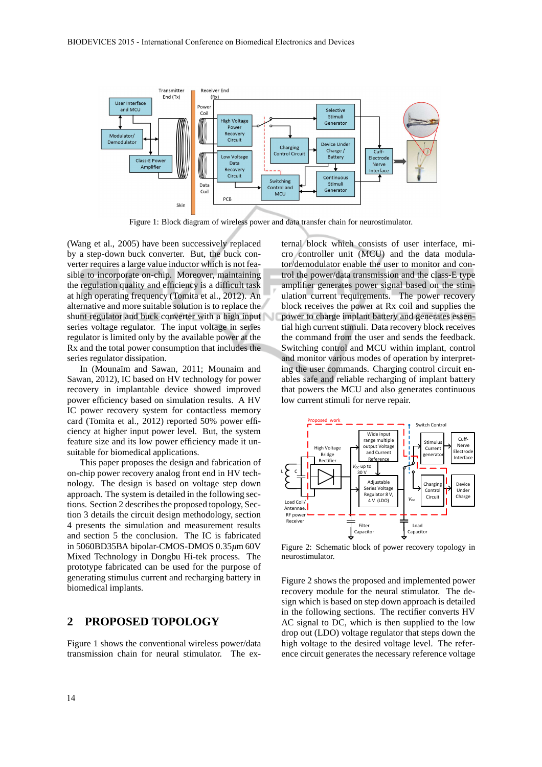Figure 1: Block diagram of wireless power and data transfer chain for neurostimulator.

(Wang et al., 2005) have been successively replaced by a step-down buck converter. But, the buck converter requires a large value inductor which is not feasible to incorporate on-chip. Moreover, maintaining the regulation quality and efficiency is a difficult task at high operating frequency (Tomita et al., 2012). An alternative and more suitable solution is to replace the shunt regulator and buck converter with a high input series voltage regulator. The input voltage in series regulator is limited only by the available power at the Rx and the total power consumption that includes the series regulator dissipation.

In (Mounaïm and Sawan, 2011; Mounaim and Sawan, 2012), IC based on HV technology for power recovery in implantable device showed improved power efficiency based on simulation results. A HV IC power recovery system for contactless memory card (Tomita et al., 2012) reported 50% power efficiency at higher input power level. But, the system feature size and its low power efficiency made it unsuitable for biomedical applications.

This paper proposes the design and fabrication of on-chip power recovery analog front end in HV technology. The design is based on voltage step down approach. The system is detailed in the following sections. Section 2 describes the proposed topology, Section 3 details the circuit design methodology, section 4 presents the simulation and measurement results and section 5 the conclusion. The IC is fabricated in 5060BD35BA bipolar-CMOS-DMOS 0.35$\mu$m 60V Mixed Technology in Dongbu Hi-tek process. The prototype fabricated can be used for the purpose of generating stimulus current and recharging battery in biomedical implants.

## 2 PROPOSED TOPOLOGY

Figure 1 shows the conventional wireless power/data transmission chain for neural stimulator. The external block which consists of user interface, micro controller unit (MCU) and the data modulator/demodulator enable the user to monitor and control the power/data transmission and the class-E type amplifier generates power signal based on the stimulation current requirements. The power recovery block receives the power at Rx coil and supplies the power to charge implant battery and generates essential high current stimuli. Data recovery block receives the command from the user and sends the feedback. Switching control and MCU within implant, control and monitor various modes of operation by interpreting the user commands. Charging control circuit enables safe and reliable recharging of implant battery that powers the MCU and also generates continuous low current stimuli for nerve repair.

Figure 2: Schematic block of power recovery topology in neurostimulator.

Figure 2 shows the proposed and implemented power recovery module for the neural stimulator. The design which is based on step down approach is detailed in the following sections. The rectifier converts HV AC signal to DC, which is then supplied to the low drop out (LDO) voltage regulator that steps down the high voltage to the desired voltage level. The reference circuit generates the necessary reference voltage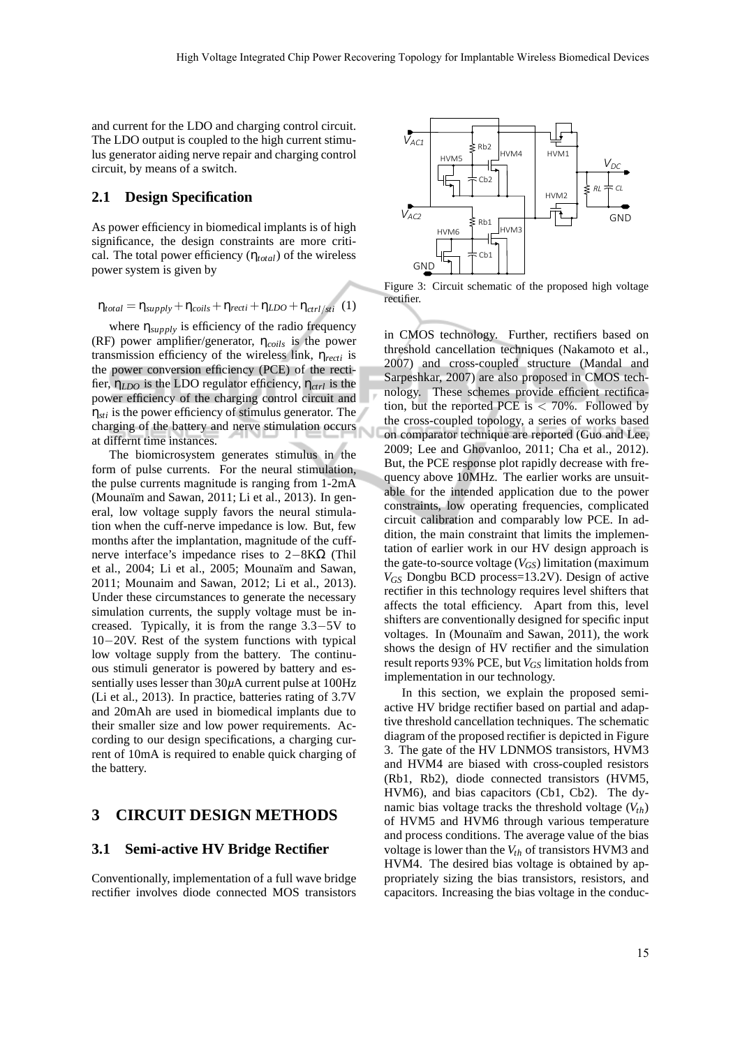and current for the LDO and charging control circuit. The LDO output is coupled to the high current stimulus generator aiding nerve repair and charging control circuit, by means of a switch.

## 2.1 Design Specification

As power efficiency in biomedical implants is of high significance, the design constraints are more critical. The total power efficiency ($\eta_{total}$) of the wireless power system is given by

$$\eta_{total} = \eta_{supply} + \eta_{coils} + \eta_{recti} + \eta_{LDO} + \eta_{ctrl/sti} \quad (1)$$

where $\eta_{supply}$ is efficiency of the radio frequency (RF) power amplifier/generator, $\eta_{coils}$ is the power transmission efficiency of the wireless link, $\eta_{recti}$ is the power conversion efficiency (PCE) of the rectifier, $\eta_{LDO}$ is the LDO regulator efficiency, $\eta_{ctrl}$ is the power efficiency of the charging control circuit and $\eta_{sti}$ is the power efficiency of stimulus generator. The charging of the battery and nerve stimulation occurs at differnt time instances.

The biomicrosystem generates stimulus in the form of pulse currents. For the neural stimulation, the pulse currents magnitude is ranging from 1-2mA (Mounaïm and Sawan, 2011; Li et al., 2013). In general, low voltage supply favors the neural stimulation when the cuff-nerve impedance is low. But, few months after the implantation, magnitude of the cuff-nerve interface's impedance rises to $2-8\text{K}\Omega$ (Thil et al., 2004; Li et al., 2005; Mounaïm and Sawan, 2011; Mounaim and Sawan, 2012; Li et al., 2013). Under these circumstances to generate the necessary simulation currents, the supply voltage must be increased. Typically, it is from the range $3.3-5$V to $10-20$V. Rest of the system functions with typical low voltage supply from the battery. The continuous stimuli generator is powered by battery and essentially uses lesser than $30\mu$A current pulse at 100Hz (Li et al., 2013). In practice, batteries rating of 3.7V and 20mAh are used in biomedical implants due to their smaller size and low power requirements. According to our design specifications, a charging current of 10mA is required to enable quick charging of the battery.

# 3 CIRCUIT DESIGN METHODS

## 3.1 Semi-active HV Bridge Rectifier

Conventionally, implementation of a full wave bridge rectifier involves diode connected MOS transistors in CMOS technology. Further, rectifiers based on threshold cancellation techniques (Nakamoto et al., 2007) and cross-coupled structure (Mandal and Sarpeshkar, 2007) are also proposed in CMOS technology. These schemes provide efficient rectification, but the reported PCE is $< 70\%$. Followed by the cross-coupled topology, a series of works based on comparator technique are reported (Guo and Lee, 2009; Lee and Ghovanloo, 2011; Cha et al., 2012). But, the PCE response plot rapidly decrease with frequency above 10MHz. The earlier works are unsuitable for the intended application due to the power constraints, low operating frequencies, complicated circuit calibration and comparably low PCE. In addition, the main constraint that limits the implementation of earlier work in our HV design approach is the gate-to-source voltage ($V_{GS}$) limitation (maximum $V_{GS}$ Dongbu BCD process=13.2V). Design of active rectifier in this technology requires level shifters that affects the total efficiency. Apart from this, level shifters are conventionally designed for specific input voltages. In (Mounaïm and Sawan, 2011), the work shows the design of HV rectifier and the simulation result reports 93% PCE, but $V_{GS}$ limitation holds from implementation in our technology.

Figure 3: Circuit schematic of the proposed high voltage rectifier.

In this section, we explain the proposed semi-active HV bridge rectifier based on partial and adaptive threshold cancellation techniques. The schematic diagram of the proposed rectifier is depicted in Figure 3. The gate of the HV LDNMOS transistors, HVM3 and HVM4 are biased with cross-coupled resistors (Rb1, Rb2), diode connected transistors (HVM5, HVM6), and bias capacitors (Cb1, Cb2). The dynamic bias voltage tracks the threshold voltage ($V_{th}$) of HVM5 and HVM6 through various temperature and process conditions. The average value of the bias voltage is lower than the $V_{th}$ of transistors HVM3 and HVM4. The desired bias voltage is obtained by appropriately sizing the bias transistors, resistors, and capacitors. Increasing the bias voltage in the conduc-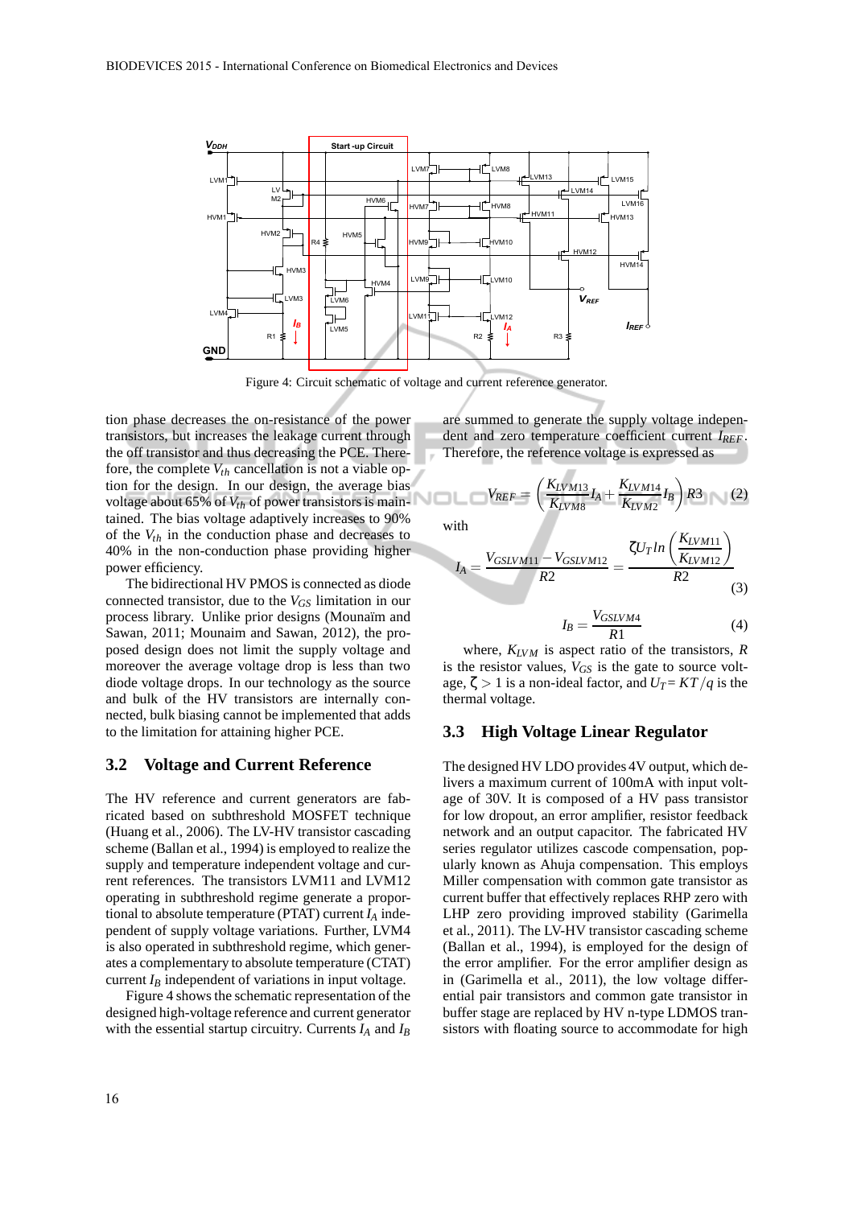Figure 4: Circuit schematic of voltage and current reference generator.

tion phase decreases the on-resistance of the power transistors, but increases the leakage current through the off transistor and thus decreasing the PCE. Therefore, the complete $V_{th}$ cancellation is not a viable option for the design. In our design, the average bias voltage about 65% of $V_{th}$ of power transistors is maintained. The bias voltage adaptively increases to 90% of the $V_{th}$ in the conduction phase and decreases to 40% in the non-conduction phase providing higher power efficiency.

The bidirectional HV PMOS is connected as diode connected transistor, due to the $V_{GS}$ limitation in our process library. Unlike prior designs (Mounaïm and Sawan, 2011; Mounaim and Sawan, 2012), the proposed design does not limit the supply voltage and moreover the average voltage drop is less than two diode voltage drops. In our technology as the source and bulk of the HV transistors are internally connected, bulk biasing cannot be implemented that adds to the limitation for attaining higher PCE.

## 3.2 Voltage and Current Reference

The HV reference and current generators are fabricated based on subthreshold MOSFET technique (Huang et al., 2006). The LV-HV transistor cascading scheme (Ballan et al., 1994) is employed to realize the supply and temperature independent voltage and current references. The transistors LVM11 and LVM12 operating in subthreshold regime generate a proportional to absolute temperature (PTAT) current $I_A$ independent of supply voltage variations. Further, LVM4 is also operated in subthreshold regime, which generates a complementary to absolute temperature (CTAT) current $I_B$ independent of variations in input voltage.

Figure 4 shows the circuit schematic representation of the designed high-voltage reference and current generator with the essential startup circuitry. Currents $I_A$ and $I_B$ are summed to generate the supply voltage independent and zero temperature coefficient current $I_{REF}$. Therefore, the reference voltage is expressed as

$$V_{REF} = \left(\frac{K_{LVM13}}{K_{LVM8}}I_A + \frac{K_{LVM14}}{K_{LVM2}}I_B\right)R3 \quad (2)$$

with

$$I_A = \frac{V_{GSLVM11} - V_{GSLVM12}}{R2} = \frac{\zeta U_T ln\left(\frac{K_{LVM11}}{K_{LVM12}}\right)}{R2} \quad (3)$$

$$I_B = \frac{V_{GSLVM4}}{R1} \quad (4)$$

where, $K_{LVM}$ is aspect ratio of the transistors, $R$ is the resistor values, $V_{GS}$ is the gate to source voltage, $\zeta > 1$ is a non-ideal factor, and $U_T = KT/q$ is the thermal voltage.

## 3.3 High Voltage Linear Regulator

The designed HV LDO provides 4V output, which delivers a maximum current of 100mA with input voltage of 30V. It is composed of a HV pass transistor for low dropout, an error amplifier, resistor feedback network and an output capacitor. The fabricated HV series regulator utilizes cascode compensation, popularly known as Ahuja compensation. This employs Miller compensation with common gate transistor as current buffer that effectively replaces RHP zero with LHP zero providing improved stability (Garimella et al., 2011). The LV-HV transistor cascading scheme (Ballan et al., 1994), is employed for the design of the error amplifier. For the error amplifier design as in (Garimella et al., 2011), the low voltage differential pair transistors and common gate transistor in buffer stage are replaced by HV n-type LDMOS transistors with floating source to accommodate for high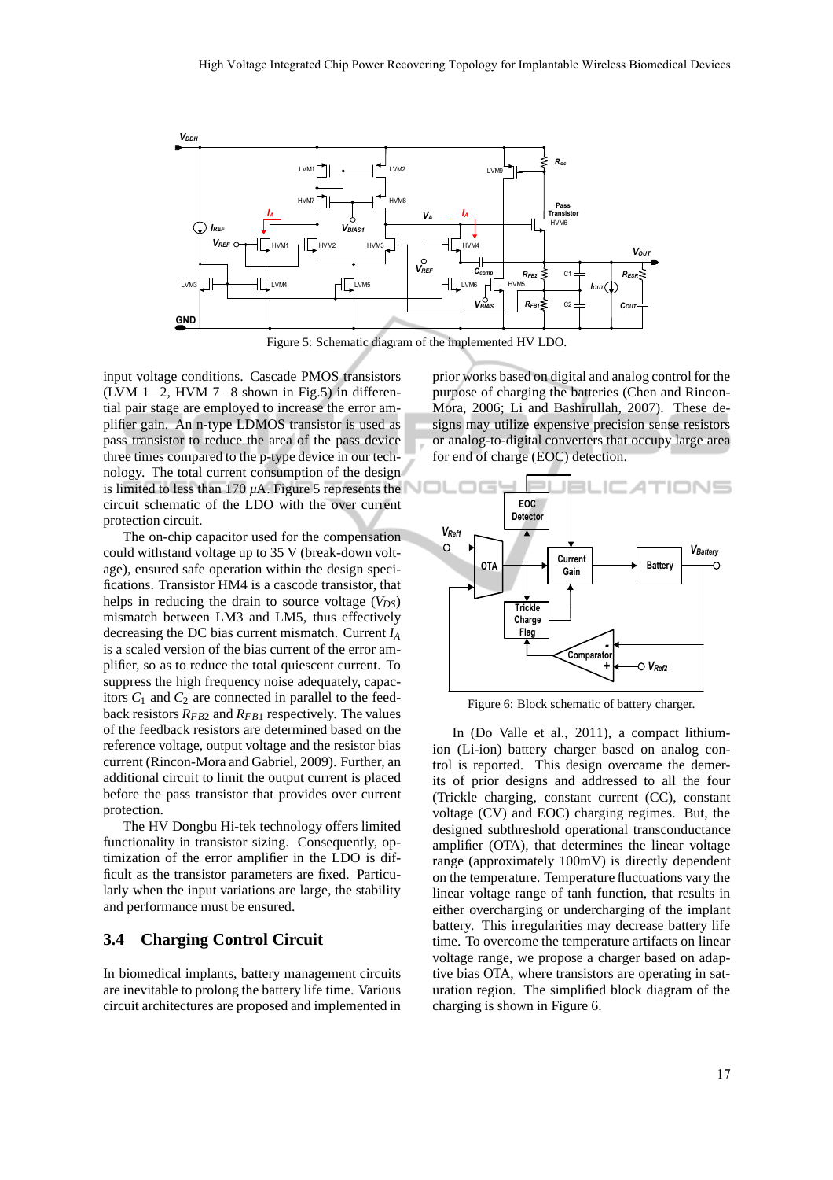Figure 5: Schematic diagram of the implemented HV LDO.

input voltage conditions. Cascade PMOS transistors (LVM 1−2, HVM 7−8 shown in Fig.5) in differential pair stage are employed to increase the error amplifier gain. An n-type LDMOS transistor is used as pass transistor to reduce the area of the pass device three times compared to the p-type device in our technology. The total current consumption of the design is limited to less than 170 $\mu$A. Figure 5 represents the circuit schematic of the LDO with the over current protection circuit.

The on-chip capacitor used for the compensation could withstand voltage up to 35 V (break-down voltage), ensured safe operation within the design specifications. Transistor HM4 is a cascode transistor, that helps in reducing the drain to source voltage ($V_{DS}$) mismatch between LM3 and LM5, thus effectively decreasing the DC bias current mismatch. Current $I_A$ is a scaled version of the bias current of the error amplifier, so as to reduce the total quiescent current. To suppress the high frequency noise adequately, capacitors $C_1$ and $C_2$ are connected in parallel to the feedback resistors $R_{FB2}$ and $R_{FB1}$ respectively. The values of the feedback resistors are determined based on the reference voltage, output voltage and the resistor bias current (Rincon-Mora and Gabriel, 2009). Further, an additional circuit to limit the output current is placed before the pass transistor that provides over current protection.

The HV Dongbu Hi-tek technology offers limited functionality in transistor sizing. Consequently, optimization of the error amplifier in the LDO is difficult as the transistor parameters are fixed. Particularly when the input variations are large, the stability and performance must be ensured.

## 3.4 Charging Control Circuit

In biomedical implants, battery management circuits are inevitable to prolong the battery life time. Various circuit architectures are proposed and implemented in prior works based on digital and analog control for the purpose of charging the batteries (Chen and Rincon-Mora, 2006; Li and Bashirullah, 2007). These designs may utilize expensive precision sense resistors or analog-to-digital converters that occupy large area for end of charge (EOC) detection.

Figure 6: Block schematic of battery charger.

In (Do Valle et al., 2011), a compact lithium-ion (Li-ion) battery charger based on analog control is reported. This design overcame the demerits of prior designs and addressed to all the four (Trickle charging, constant current (CC), constant voltage (CV) and EOC) charging regimes. But, the designed subthreshold operational transconductance amplifier (OTA), that determines the linear voltage range (approximately 100mV) is directly dependent on the temperature. Temperature fluctuations vary the linear voltage range of tanh function, that results in either overcharging or undercharging of the implant battery. This irregularities may decrease battery life time. To overcome the temperature artifacts on linear voltage range, we propose a charger based on adaptive bias OTA, where transistors are operating in saturation region. The simplified block diagram of the charging is shown in Figure 6.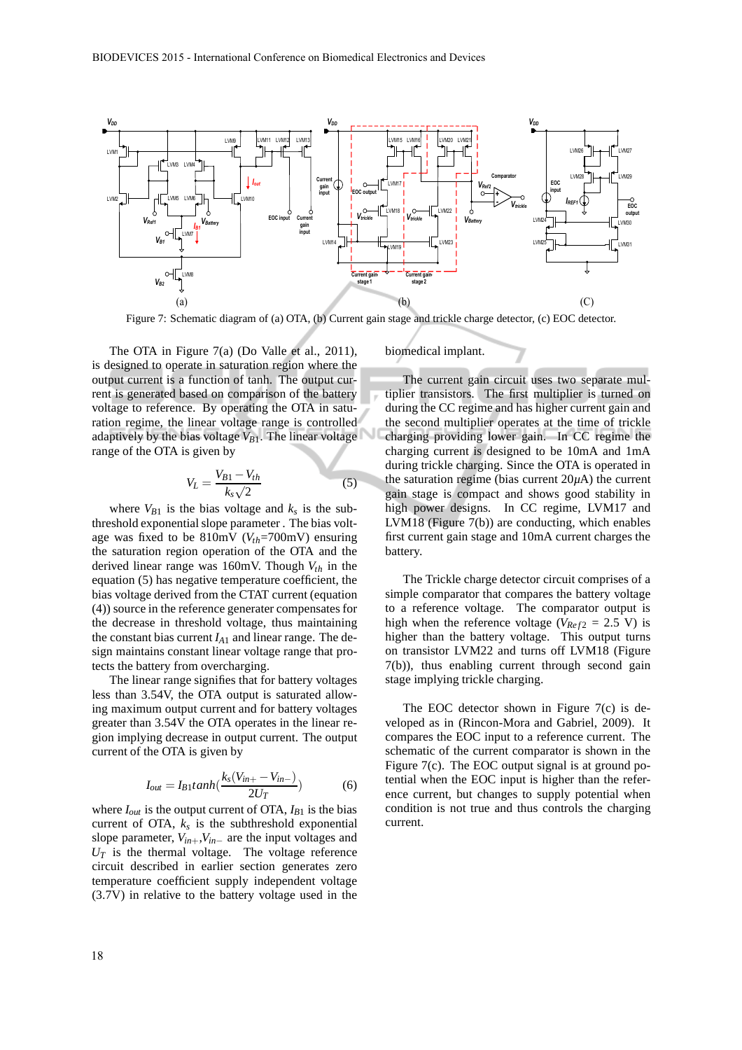Figure 7: Schematic diagram of (a) OTA, (b) Current gain stage and trickle charge detector, (c) EOC detector.

The OTA in Figure 7(a) (Do Valle et al., 2011), is designed to operate in saturation region where the output current is a function of tanh. The output current is generated based on comparison of the battery voltage to reference. By operating the OTA in saturation regime, the linear voltage range is controlled adaptively by the bias voltage $V_{B1}$. The linear voltage range of the OTA is given by

$$V_L = \frac{V_{B1} - V_{th}}{k_s\sqrt{2}} \quad (5)$$

where $V_{B1}$ is the bias voltage and $k_s$ is the subthreshold exponential slope parameter . The bias voltage was fixed to be 810mV ($V_{th}$=700mV) ensuring the saturation region operation of the OTA and the derived linear range was 160mV. Though $V_{th}$ in the equation (5) has negative temperature coefficient, the bias voltage derived from the CTAT current (equation (4)) source in the reference generater compensates for the decrease in threshold voltage, thus maintaining the constant bias current $I_{A1}$ and linear range. The design maintains constant linear voltage range that protects the battery from overcharging.

The linear range signifies that for battery voltages less than 3.54V, the OTA output is saturated allowing maximum output current and for battery voltages greater than 3.54V the OTA operates in the linear region implying decrease in output current. The output current of the OTA is given by

$$I_{out} = I_{B1} tanh(\frac{k_s(V_{in+} - V_{in-})}{2U_T}) \quad (6)$$

where $I_{out}$ is the output current of OTA, $I_{B1}$ is the bias current of OTA, $k_s$ is the subthreshold exponential slope parameter, $V_{in+}$,$V_{in-}$ are the input voltages and $U_T$ is the thermal voltage. The voltage reference circuit described in earlier section generates zero temperature coefficient supply independent voltage (3.7V) in relative to the battery voltage used in the biomedical implant.

The current gain circuit uses two separate multiplier transistors. The first multiplier is turned on during the CC regime and has higher current gain and the second multiplier operates at the time of trickle charging providing lower gain. In CC regime the charging current is designed to be 10mA and 1mA during trickle charging. Since the OTA is operated in the saturation regime (bias current 20$\mu$A) the current gain stage is compact and shows good stability in high power designs. In CC regime, LVM17 and LVM18 (Figure 7(b)) are conducting, which enables first current gain stage and 10mA current charges the battery.

The Trickle charge detector circuit comprises of a simple comparator that compares the battery voltage to a reference voltage. The comparator output is high when the reference voltage ($V_{Ref2}$ = 2.5 V) is higher than the battery voltage. This output turns on transistor LVM22 and turns off LVM18 (Figure 7(b)), thus enabling current through second gain stage implying trickle charging.

The EOC detector shown in Figure 7(c) is developed as in (Rincon-Mora and Gabriel, 2009). It compares the EOC input to a reference current. The schematic of the current comparator is shown in the Figure 7(c). The EOC output signal is at ground potential when the EOC input is higher than the reference current, but changes to supply potential when condition is not true and thus controls the charging current.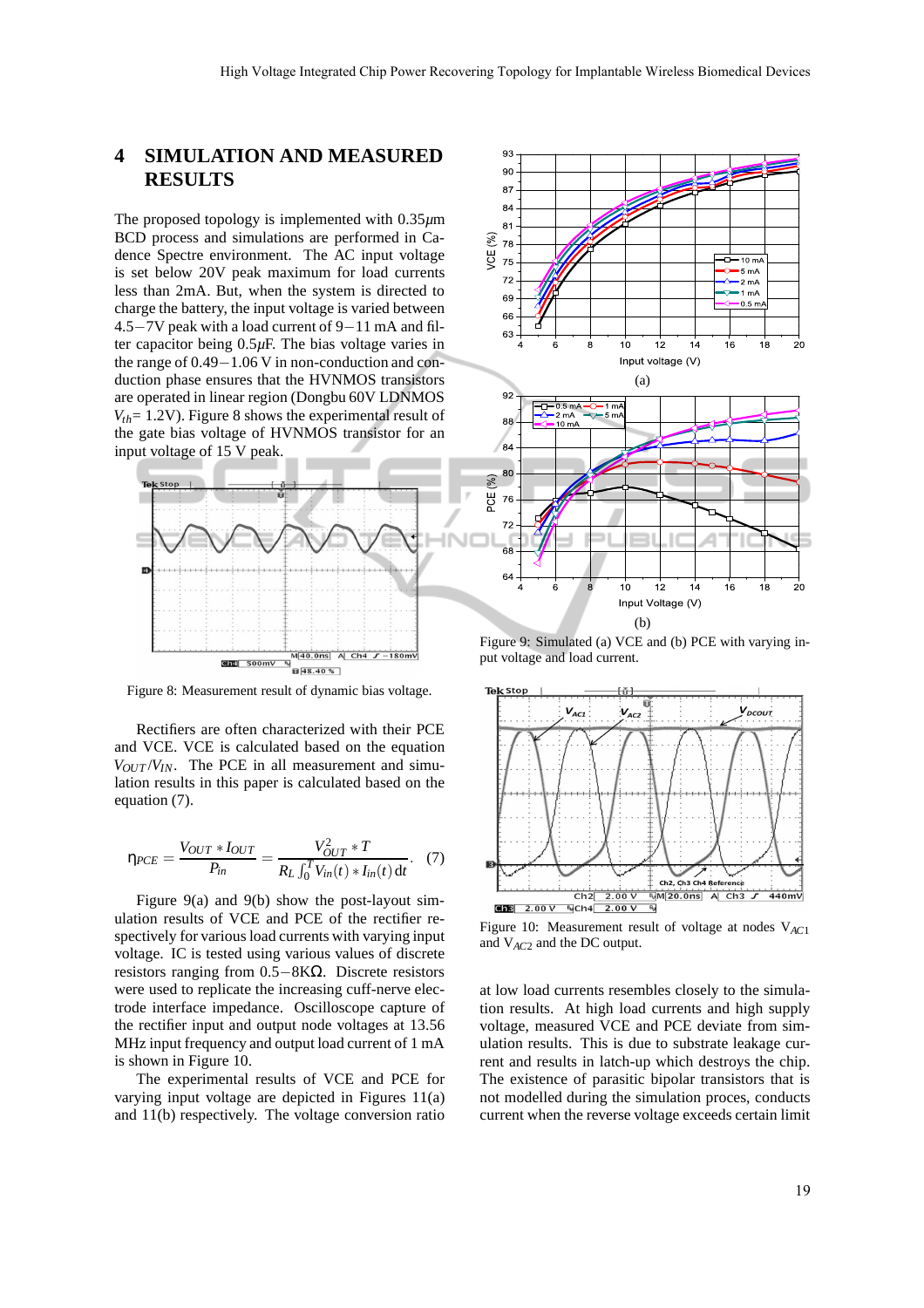## 4 SIMULATION AND MEASURED RESULTS

The proposed topology is implemented with 0.35$\mu$m BCD process and simulations are performed in Cadence Spectre environment. The AC input voltage is set below 20V peak maximum for load currents less than 2mA. But, when the system is directed to charge the battery, the input voltage is varied between 4.5−7V peak with a load current of 9−11 mA and filter capacitor being 0.5$\mu$F. The bias voltage varies in the range of 0.49−1.06 V in non-conduction and conduction phase ensures that the HVNMOS transistors are operated in linear region (Dongbu 60V LDNMOS $V_{th}$= 1.2V). Figure 8 shows the experimental result of the gate bias voltage of HVNMOS transistor for an input voltage of 15 V peak.

Figure 8: Measurement result of dynamic bias voltage.

Rectifiers are often characterized with their PCE and VCE. VCE is calculated based on the equation $V_{OUT}/V_{IN}$. The PCE in all measurement and simulation results in this paper is calculated based on the equation (7).

$$\eta_{PCE} = \frac{V_{OUT} * I_{OUT}}{P_{in}} = \frac{V_{OUT}^2 * T}{R_L \int_0^T V_{in}(t) * I_{in}(t)\,\mathrm{d}t}. \quad (7)$$

Figure 9(a) and 9(b) show the post-layout simulation results of VCE and PCE of the rectifier respectively for various load currents with varying input voltage. IC is tested using various values of discrete resistors ranging from 0.5−8K$\Omega$. Discrete resistors were used to replicate the increasing cuff-nerve electrode interface impedance. Oscilloscope capture of the rectifier input and output node voltages at 13.56 MHz input frequency and output load current of 1 mA is shown in Figure 10.

The experimental results of VCE and PCE for varying input voltage are depicted in Figures 11(a) and 11(b) respectively. The voltage conversion ratio at low load currents resembles closely to the simulation results. At high load currents and high supply voltage, measured VCE and PCE deviate from simulation results. This is due to substrate leakage current and results in latch-up which destroys the chip. The existence of parasitic bipolar transistors that is not modelled during the simulation proces, conducts current when the reverse voltage exceeds certain limit

Figure 9: Simulated (a) VCE and (b) PCE with varying input voltage and load current.

Figure 10: Measurement result of voltage at nodes $V_{AC1}$ and $V_{AC2}$ and the DC output.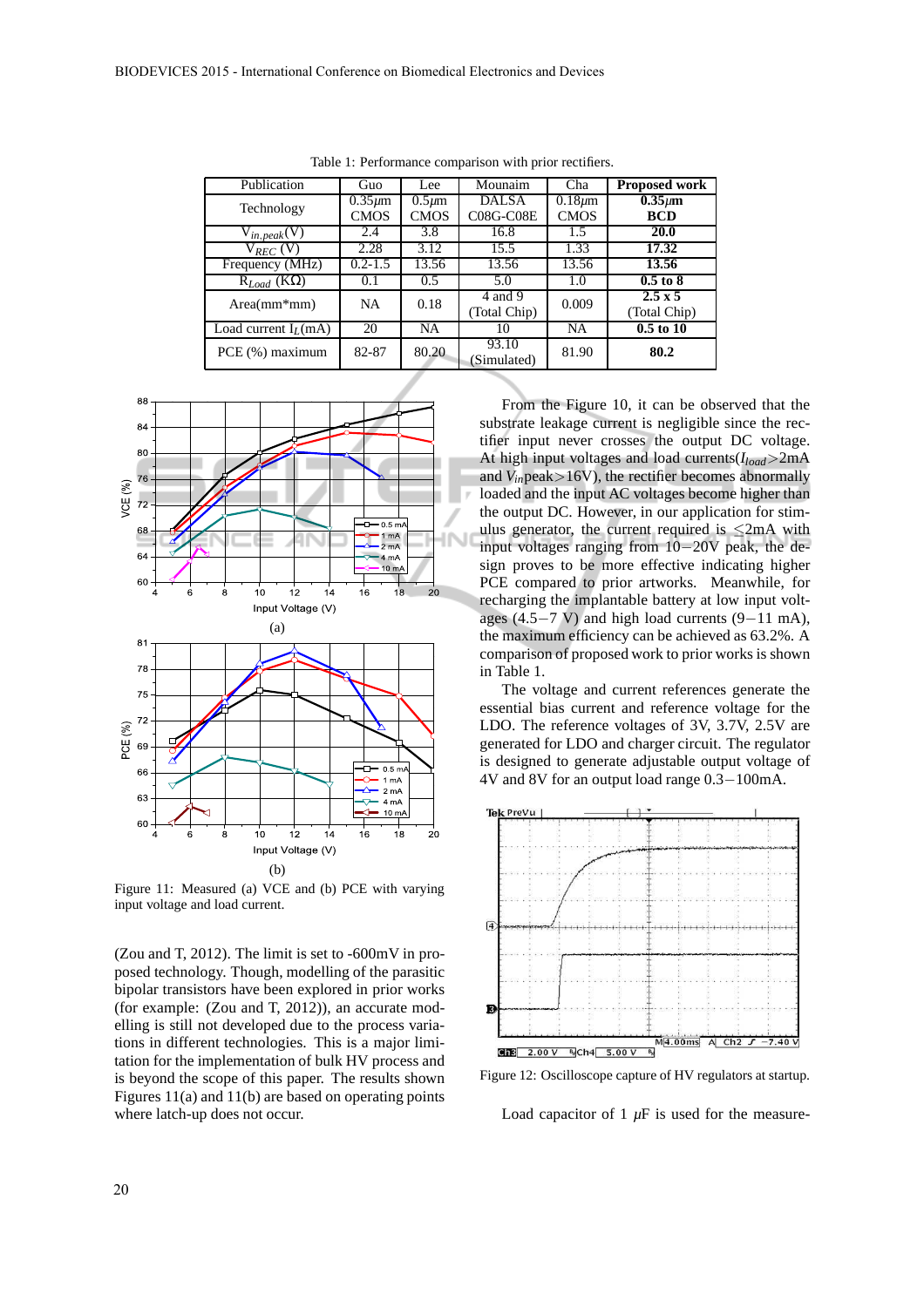Table 1: Performance comparison with prior rectifiers.

| Publication | Guo | Lee | Mounaim | Cha | **Proposed work** |
|---|---|---|---|---|---|
| Technology | 0.35$\mu$m CMOS | 0.5$\mu$m CMOS | DALSA C08G-C08E | 0.18$\mu$m CMOS | **0.35$\mu$m BCD** |
| $V_{in,peak}$(V) | 2.4 | 3.8 | 16.8 | 1.5 | **20.0** |
| $V_{REC}$ (V) | 2.28 | 3.12 | 15.5 | 1.33 | **17.32** |
| Frequency (MHz) | 0.2-1.5 | 13.56 | 13.56 | 13.56 | **13.56** |
| $R_{Load}$ (K$\Omega$) | 0.1 | 0.5 | 5.0 | 1.0 | **0.5 to 8** |
| Area(mm*mm) | NA | 0.18 | 4 and 9 (Total Chip) | 0.009 | **2.5 x 5** (Total Chip) |
| Load current $I_L$(mA) | 20 | NA | 10 | NA | **0.5 to 10** |
| PCE (%) maximum | 82-87 | 80.20 | 93.10 (Simulated) | 81.90 | **80.2** |

Figure 11: Measured (a) VCE and (b) PCE with varying input voltage and load current.

(Zou and T, 2012). The limit is set to -600mV in proposed technology. Though, modelling of the parasitic bipolar transistors have been explored in prior works (for example: (Zou and T, 2012)), an accurate modelling is still not developed due to the process variations in different technologies. This is a major limitation for the implementation of bulk HV process and is beyond the scope of this paper. The results shown Figures 11(a) and 11(b) are based on operating points where latch-up does not occur.

From the Figure 10, it can be observed that the substrate leakage current is negligible since the rectifier input never crosses the output DC voltage. At high input voltages and load currents($I_{load}$>2mA and $V_{in}$peak>16V), the rectifier becomes abnormally loaded and the input AC voltages become higher than the output DC. However, in our application for stimulus generator, the current required is $\leq$2mA with input voltages ranging from 10$-$20V peak, the design proves to be more effective indicating higher PCE compared to prior artworks. Meanwhile, for recharging the implantable battery at low input voltages (4.5$-$7 V) and high load currents (9$-$11 mA), the maximum efficiency can be achieved as 63.2%. A comparison of proposed work to prior works is shown in Table 1.

The voltage and current references generate the essential bias current and reference voltage for the LDO. The reference voltages of 3V, 3.7V, 2.5V are generated for LDO and charger circuit. The regulator is designed to generate adjustable output voltage of 4V and 8V for an output load range 0.3$-$100mA.

Figure 12: Oscilloscope capture of HV regulators at startup.

Load capacitor of 1 $\mu$F is used for the measure-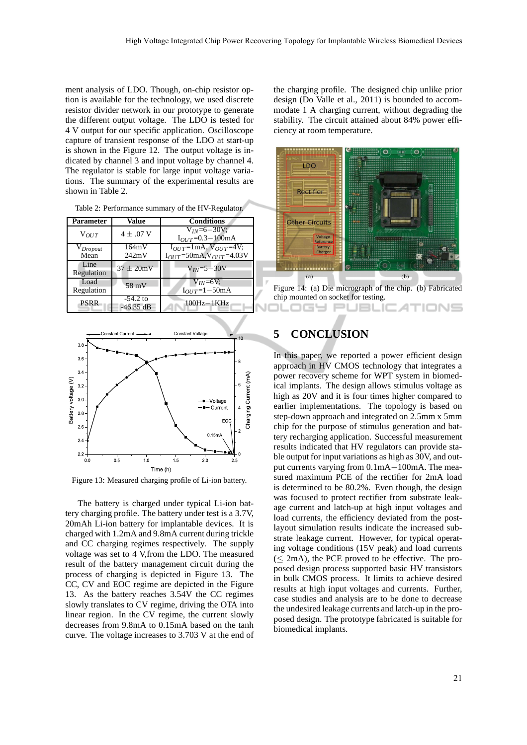ment analysis of LDO. Though, on-chip resistor option is available for the technology, we used discrete resistor divider network in our prototype to generate the different output voltage. The LDO is tested for 4 V output for our specific application. Oscilloscope capture of transient response of the LDO at start-up is shown in the Figure 12. The output voltage is indicated by channel 3 and input voltage by channel 4. The regulator is stable for large input voltage variations. The summary of the experimental results are shown in Table 2.

Table 2: Performance summary of the HV-Regulator.

| Parameter | Value | Conditions |
|---|---|---|
| $V_{OUT}$ | $4 \pm .07$ V | $V_{IN}$=6−30V; $I_{OUT}$=0.3−100mA |
| $V_{Dropout}$ Mean | 164mV 242mV | $I_{OUT}$=1mA, $V_{OUT}$=4V; $I_{OUT}$=50mA,$V_{OUT}$=4.03V |
| Line Regulation | $37 \pm 20$mV | $V_{IN}$=5−30V |
| Load Regulation | 58 mV | $V_{IN}$=6V; $I_{OUT}$=1−50mA |
| PSRR | -54.2 to -46.35 dB | 100Hz−1KHz |

Figure 13: Measured charging profile of Li-ion battery.

The battery is charged under typical Li-ion battery charging profile. The battery under test is a 3.7V, 20mAh Li-ion battery for implantable devices. It is charged with 1.2mA and 9.8mA current during trickle and CC charging regimes respectively. The supply voltage was set to 4 V,from the LDO. The measured result of the battery management circuit during the process of charging is depicted in Figure 13. The CC, CV and EOC regime are depicted in the Figure 13. As the battery reaches 3.54V the CC regimes slowly translates to CV regime, driving the OTA into linear region. In the CV regime, the current slowly decreases from 9.8mA to 0.15mA based on the tanh curve. The voltage increases to 3.703 V at the end of the charging profile. The designed chip unlike prior design (Do Valle et al., 2011) is bounded to accommodate 1 A charging current, without degrading the stability. The circuit attained about 84% power efficiency at room temperature.

Figure 14: (a) Die micrograph of the chip. (b) Fabricated chip mounted on socket for testing.

## 5 CONCLUSION

In this paper, we reported a power efficient design approach in HV CMOS technology that integrates a power recovery scheme for WPT system in biomedical implants. The design allows stimulus voltage as high as 20V and it is four times higher compared to earlier implementations. The topology is based on step-down approach and integrated on 2.5mm x 5mm chip for the purpose of stimulus generation and battery recharging application. Successful measurement results indicated that HV regulators can provide stable output for input variations as high as 30V, and output currents varying from 0.1mA−100mA. The measured maximum PCE of the rectifier for 2mA load is determined to be 80.2%. Even though, the design was focused to protect rectifier from substrate leakage current and latch-up at high input voltages and load currents, the efficiency deviated from the post-layout simulation results indicate the increased substrate leakage current. However, for typical operating voltage conditions (15V peak) and load currents ($\leq$ 2mA), the PCE proved to be effective. The proposed design process supported basic HV transistors in bulk CMOS process. It limits to achieve desired results at high input voltages and currents. Further, case studies and analysis are to be done to decrease the undesired leakage currents and latch-up in the proposed design. The prototype fabricated is suitable for biomedical implants.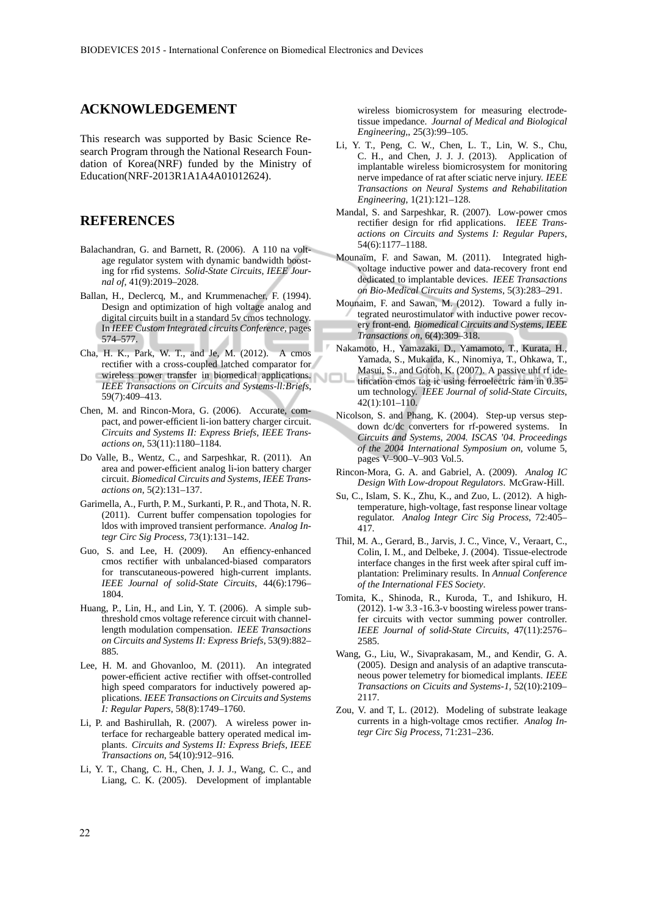## ACKNOWLEDGEMENT

This research was supported by Basic Science Research Program through the National Research Foundation of Korea(NRF) funded by the Ministry of Education(NRF-2013R1A1A4A01012624).

## REFERENCES

Balachandran, G. and Barnett, R. (2006). A 110 na voltage regulator system with dynamic bandwidth boosting for rfid systems. *Solid-State Circuits, IEEE Journal of*, 41(9):2019–2028.

Ballan, H., Declercq, M., and Krummenacher, F. (1994). Design and optimization of high voltage analog and digital circuits built in a standard 5v cmos technology. In *IEEE Custom Integrated circuits Conference*, pages 574–577.

Cha, H. K., Park, W. T., and Je, M. (2012). A cmos rectifier with a cross-coupled latched comparator for wireless power transfer in biomedical applications. *IEEE Transactions on Circuits and Systems-ll:Briefs*, 59(7):409–413.

Chen, M. and Rincon-Mora, G. (2006). Accurate, compact, and power-efficient li-ion battery charger circuit. *Circuits and Systems II: Express Briefs, IEEE Transactions on*, 53(11):1180–1184.

Do Valle, B., Wentz, C., and Sarpeshkar, R. (2011). An area and power-efficient analog li-ion battery charger circuit. *Biomedical Circuits and Systems, IEEE Transactions on*, 5(2):131–137.

Garimella, A., Furth, P. M., Surkanti, P. R., and Thota, N. R. (2011). Current buffer compensation topologies for ldos with improved transient performance. *Analog Integr Circ Sig Process*, 73(1):131–142.

Guo, S. and Lee, H. (2009). An effiency-enhanced cmos rectifier with unbalanced-biased comparators for transcutaneous-powered high-current implants. *IEEE Journal of solid-State Circuits*, 44(6):1796–1804.

Huang, P., Lin, H., and Lin, Y. T. (2006). A simple subthreshold cmos voltage reference circuit with channel-length modulation compensation. *IEEE Transactions on Circuits and Systems II: Express Briefs*, 53(9):882–885.

Lee, H. M. and Ghovanloo, M. (2011). An integrated power-efficient active rectifier with offset-controlled high speed comparators for inductively powered applications. *IEEE Transactions on Circuits and Systems I: Regular Papers*, 58(8):1749–1760.

Li, P. and Bashirullah, R. (2007). A wireless power interface for rechargeable battery operated medical implants. *Circuits and Systems II: Express Briefs, IEEE Transactions on*, 54(10):912–916.

Li, Y. T., Chang, C. H., Chen, J. J. J., Wang, C. C., and Liang, C. K. (2005). Development of implantable wireless biomicrosystem for measuring electrode-tissue impedance. *Journal of Medical and Biological Engineering,*, 25(3):99–105.

Li, Y. T., Peng, C. W., Chen, L. T., Lin, W. S., Chu, C. H., and Chen, J. J. J. (2013). Application of implantable wireless biomicrosystem for monitoring nerve impedance of rat after sciatic nerve injury. *IEEE Transactions on Neural Systems and Rehabilitation Engineering*, 1(21):121–128.

Mandal, S. and Sarpeshkar, R. (2007). Low-power cmos rectifier design for rfid applications. *IEEE Transactions on Circuits and Systems I: Regular Papers*, 54(6):1177–1188.

Mounaïm, F. and Sawan, M. (2011). Integrated high-voltage inductive power and data-recovery front end dedicated to implantable devices. *IEEE Transactions on Bio-Medical Circuits and Systems*, 5(3):283–291.

Mounaim, F. and Sawan, M. (2012). Toward a fully integrated neurostimulator with inductive power recovery front-end. *Biomedical Circuits and Systems, IEEE Transactions on*, 6(4):309–318.

Nakamoto, H., Yamazaki, D., Yamamoto, T., Kurata, H., Yamada, S., Mukaida, K., Ninomiya, T., Ohkawa, T., Masui, S., and Gotoh, K. (2007). A passive uhf rf idetification cmos tag ic using ferroelectric ram in 0.35-um technology. *IEEE Journal of solid-State Circuits*, 42(1):101–110.

Nicolson, S. and Phang, K. (2004). Step-up versus step-down dc/dc converters for rf-powered systems. In *Circuits and Systems, 2004. ISCAS '04. Proceedings of the 2004 International Symposium on*, volume 5, pages V–900–V–903 Vol.5.

Rincon-Mora, G. A. and Gabriel, A. (2009). *Analog IC Design With Low-dropout Regulators*. McGraw-Hill.

Su, C., Islam, S. K., Zhu, K., and Zuo, L. (2012). A high-temperature, high-voltage, fast response linear voltage regulator. *Analog Integr Circ Sig Process*, 72:405–417.

Thil, M. A., Gerard, B., Jarvis, J. C., Vince, V., Veraart, C., Colin, I. M., and Delbeke, J. (2004). Tissue-electrode interface changes in the first week after spiral cuff implantation: Preliminary results. In *Annual Conference of the International FES Society*.

Tomita, K., Shinoda, R., Kuroda, T., and Ishikuro, H. (2012). 1-w 3.3 -16.3-v boosting wireless power transfer circuits with vector summing power controller. *IEEE Journal of solid-State Circuits*, 47(11):2576–2585.

Wang, G., Liu, W., Sivaprakasam, M., and Kendir, G. A. (2005). Design and analysis of an adaptive transcutaneous power telemetry for biomedical implants. *IEEE Transactions on Cicuits and Systems-1*, 52(10):2109–2117.

Zou, V. and T, L. (2012). Modeling of substrate leakage currents in a high-voltage cmos rectifier. *Analog Integr Circ Sig Process*, 71:231–236.